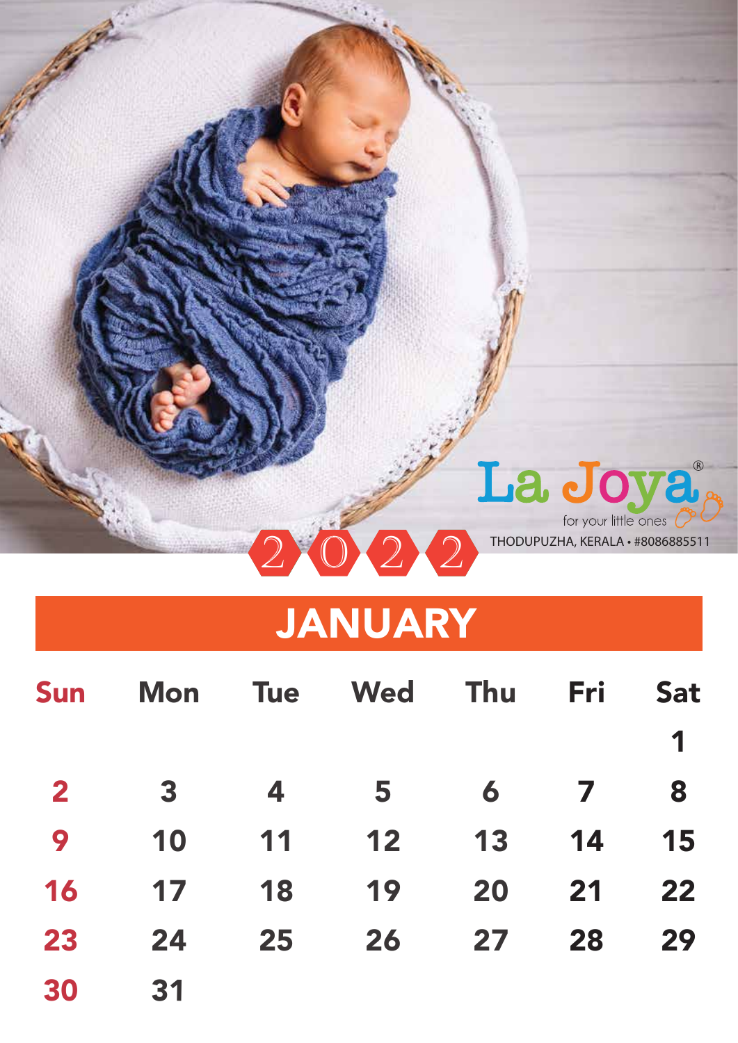La Joya®

for your little ones

THODUPUZHA, KERALA • #8086885511

2022

# JANUARY

| Sun | Mon | Tue | Wed | Thu | Fri | Sat |
|---|---|---|---|---|---|---|
| | | | | | | 1 |
| 2 | 3 | 4 | 5 | 6 | 7 | 8 |
| 9 | 10 | 11 | 12 | 13 | 14 | 15 |
| 16 | 17 | 18 | 19 | 20 | 21 | 22 |
| 23 | 24 | 25 | 26 | 27 | 28 | 29 |
| 30 | 31 | | | | | |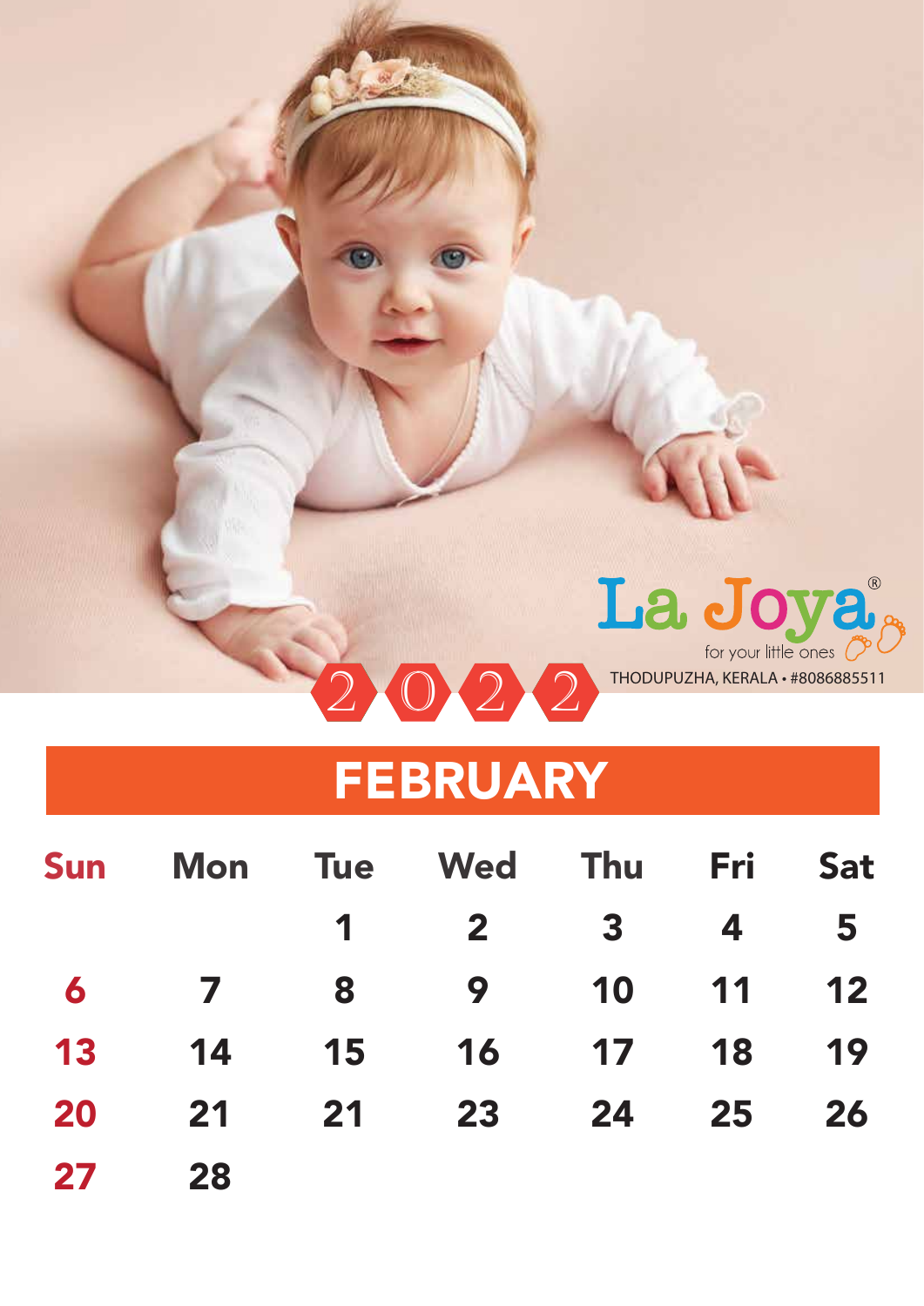La Joya®

for your little ones

THODUPUZHA, KERALA • #8086885511

2022

# FEBRUARY

| Sun | Mon | Tue | Wed | Thu | Fri | Sat |
|---|---|---|---|---|---|---|
| | | 1 | 2 | 3 | 4 | 5 |
| 6 | 7 | 8 | 9 | 10 | 11 | 12 |
| 13 | 14 | 15 | 16 | 17 | 18 | 19 |
| 20 | 21 | 21 | 23 | 24 | 25 | 26 |
| 27 | 28 | | | | | |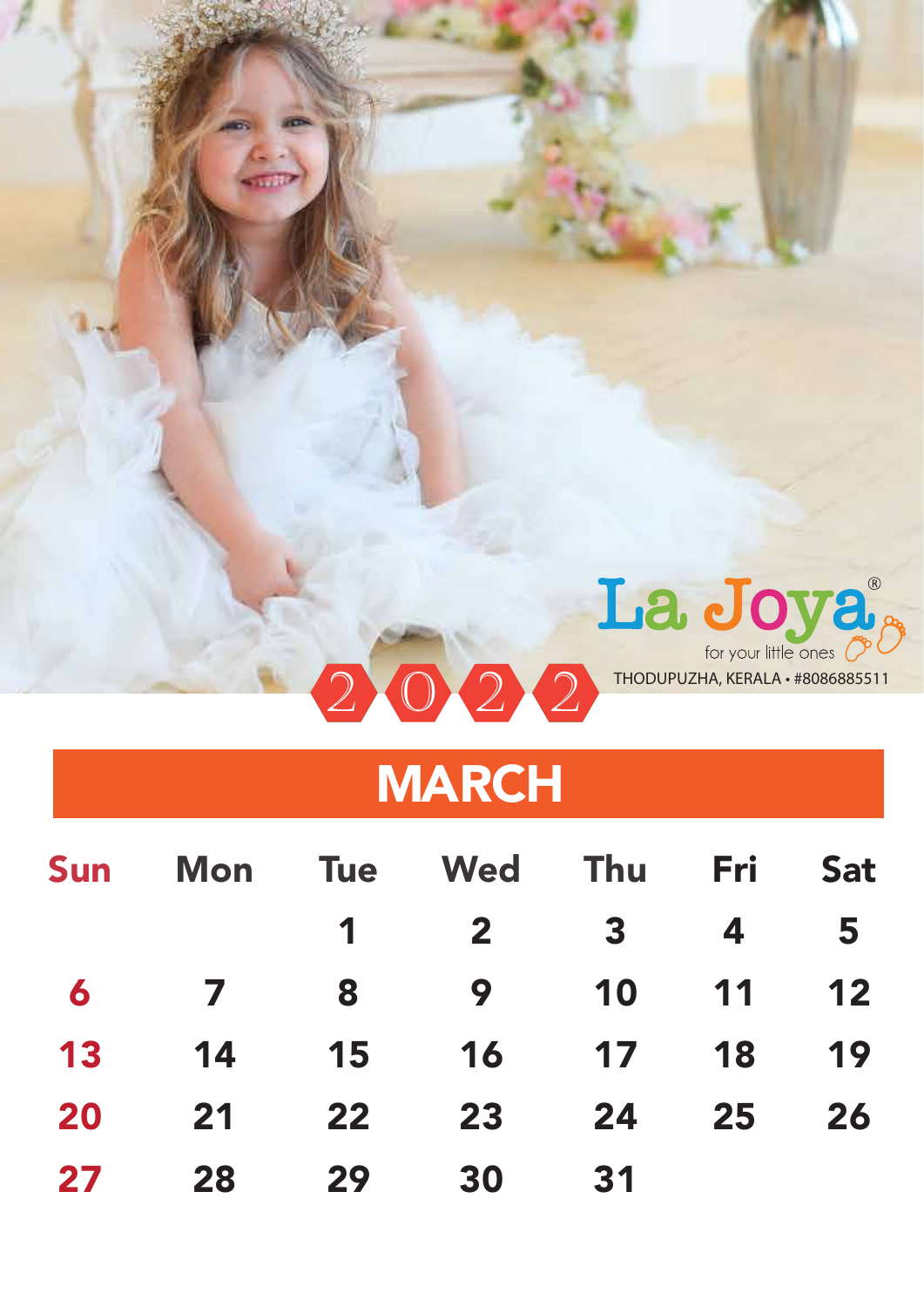La Joya®

for your little ones

THODUPUZHA, KERALA • #8086885511

2022

## MARCH

| Sun | Mon | Tue | Wed | Thu | Fri | Sat |
|---|---|---|---|---|---|---|
| | | 1 | 2 | 3 | 4 | 5 |
| 6 | 7 | 8 | 9 | 10 | 11 | 12 |
| 13 | 14 | 15 | 16 | 17 | 18 | 19 |
| 20 | 21 | 22 | 23 | 24 | 25 | 26 |
| 27 | 28 | 29 | 30 | 31 | | |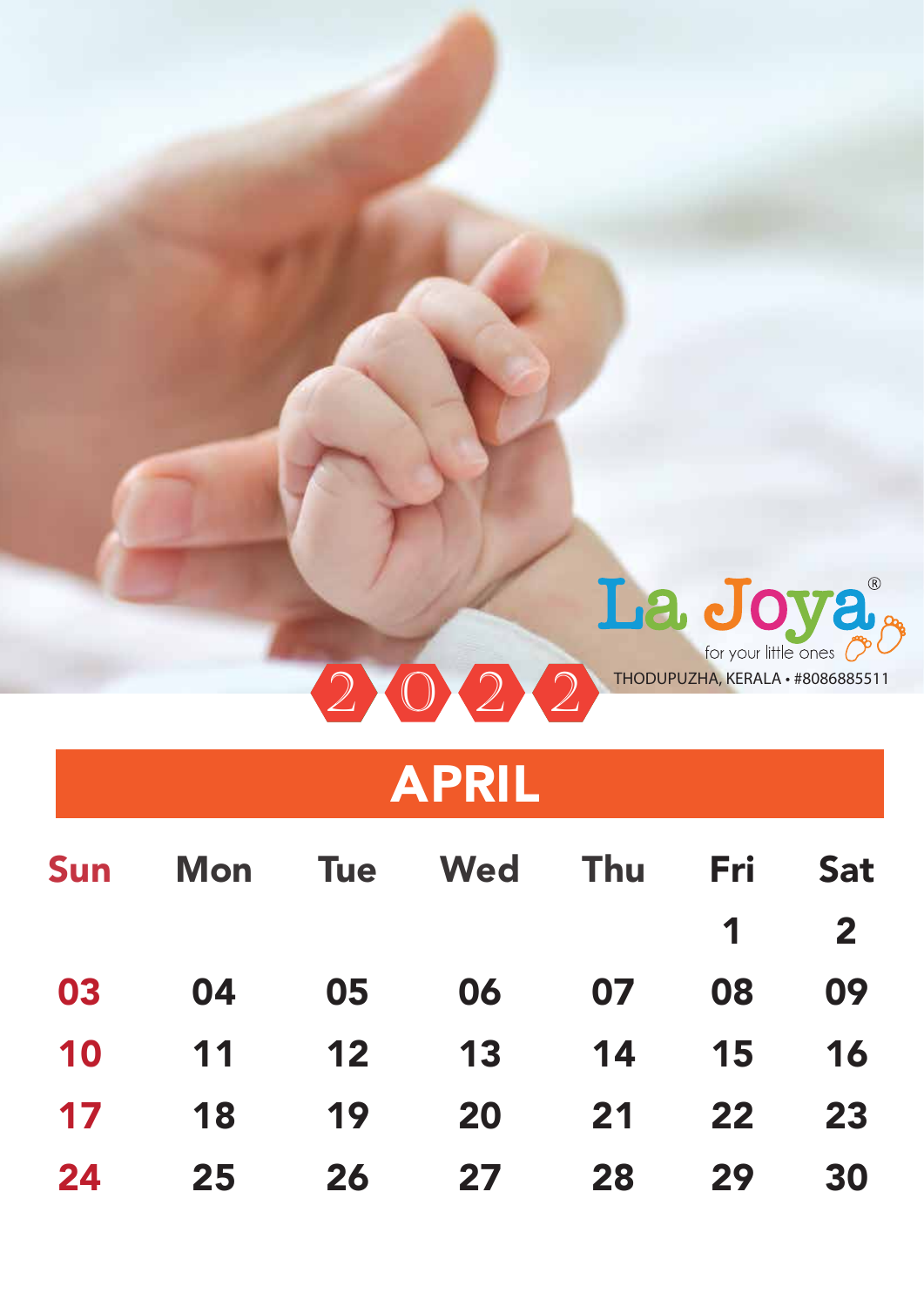La Joya®

for your little ones

THODUPUZHA, KERALA • #8086885511

2022

# APRIL

| Sun | Mon | Tue | Wed | Thu | Fri | Sat |
|---|---|---|---|---|---|---|
| | | | | | 1 | 2 |
| 03 | 04 | 05 | 06 | 07 | 08 | 09 |
| 10 | 11 | 12 | 13 | 14 | 15 | 16 |
| 17 | 18 | 19 | 20 | 21 | 22 | 23 |
| 24 | 25 | 26 | 27 | 28 | 29 | 30 |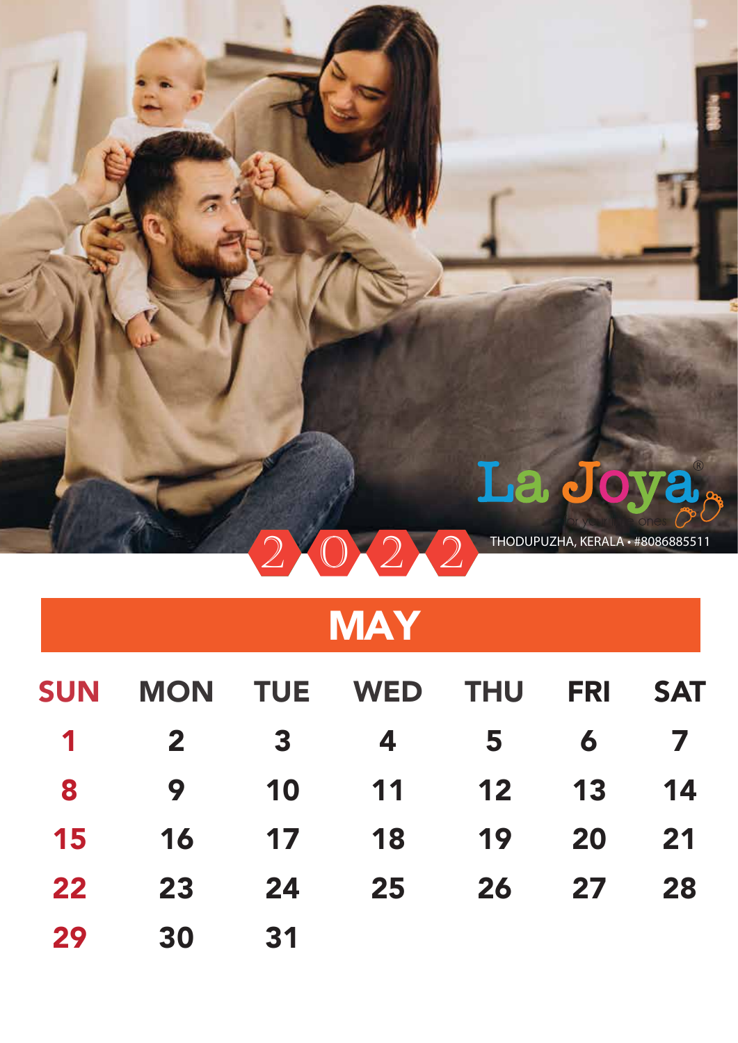La Joya®

THODUPUZHA, KERALA • #8086885511

2022

## MAY

| SUN | MON | TUE | WED | THU | FRI | SAT |
|---|---|---|---|---|---|---|
| 1 | 2 | 3 | 4 | 5 | 6 | 7 |
| 8 | 9 | 10 | 11 | 12 | 13 | 14 |
| 15 | 16 | 17 | 18 | 19 | 20 | 21 |
| 22 | 23 | 24 | 25 | 26 | 27 | 28 |
| 29 | 30 | 31 | | | | |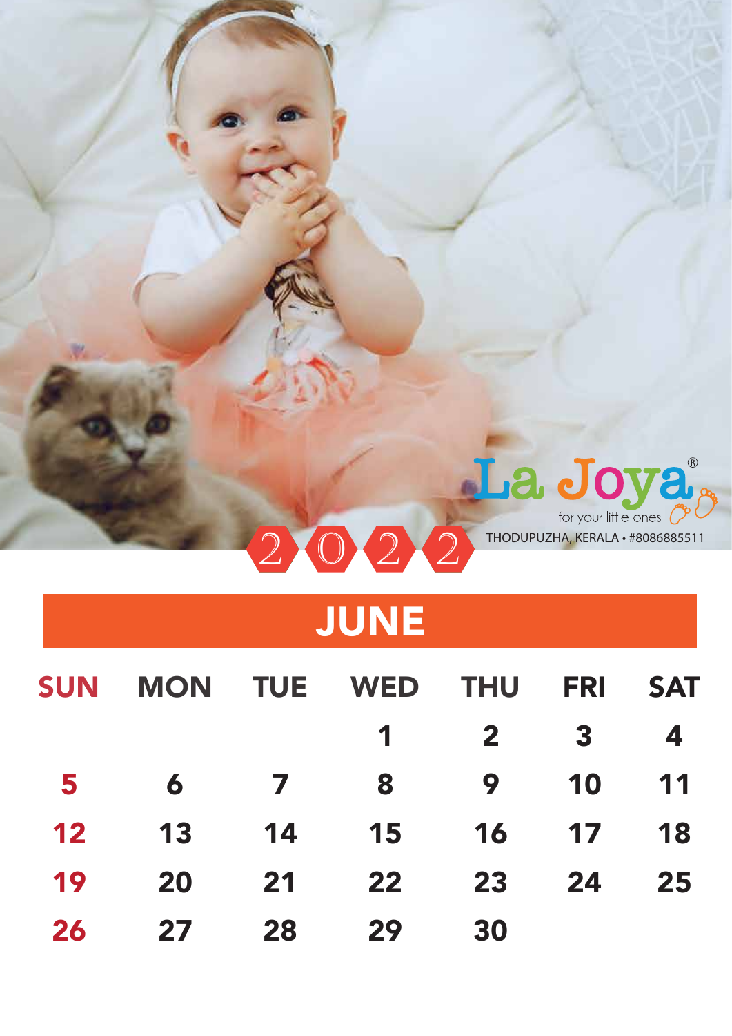La Joya®

for your little ones

THODUPUZHA, KERALA • #8086885511

2022

## JUNE

| SUN | MON | TUE | WED | THU | FRI | SAT |
|---|---|---|---|---|---|---|
| | | | 1 | 2 | 3 | 4 |
| 5 | 6 | 7 | 8 | 9 | 10 | 11 |
| 12 | 13 | 14 | 15 | 16 | 17 | 18 |
| 19 | 20 | 21 | 22 | 23 | 24 | 25 |
| 26 | 27 | 28 | 29 | 30 | | |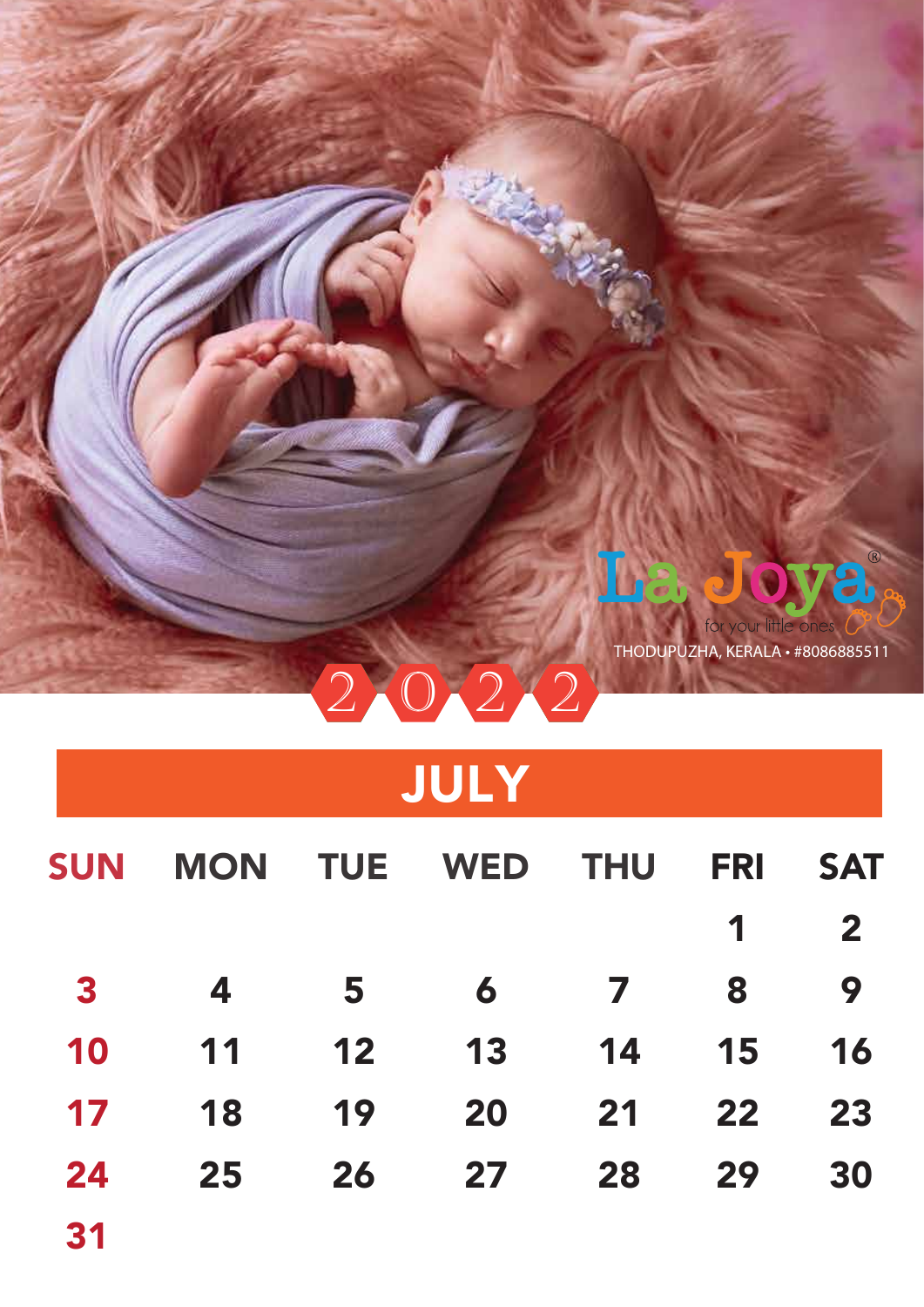La Joya®

for your little ones

THODUPUZHA, KERALA • #8086885511

# 2022

## JULY

| SUN | MON | TUE | WED | THU | FRI | SAT |
|---|---|---|---|---|---|---|
| | | | | | 1 | 2 |
| 3 | 4 | 5 | 6 | 7 | 8 | 9 |
| 10 | 11 | 12 | 13 | 14 | 15 | 16 |
| 17 | 18 | 19 | 20 | 21 | 22 | 23 |
| 24 | 25 | 26 | 27 | 28 | 29 | 30 |
| 31 | | | | | | |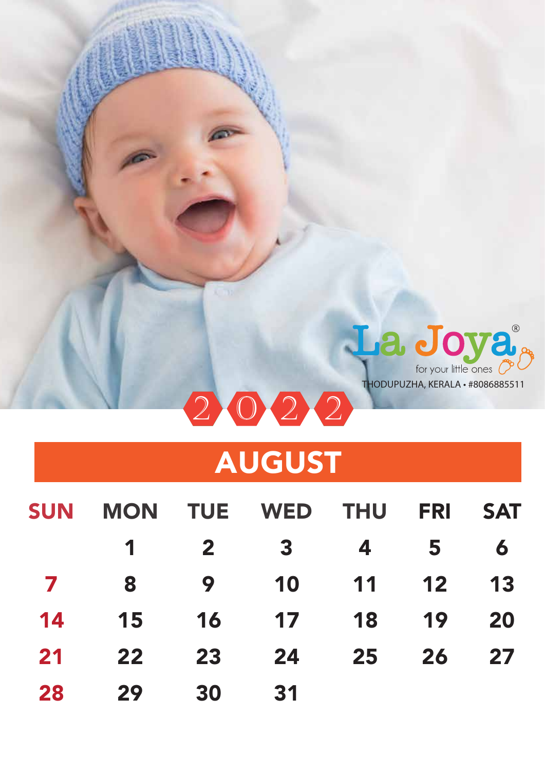La Joya®

for your little ones

THODUPUZHA, KERALA • #8086885511

2022

# AUGUST

| SUN | MON | TUE | WED | THU | FRI | SAT |
|---|---|---|---|---|---|---|
| | 1 | 2 | 3 | 4 | 5 | 6 |
| 7 | 8 | 9 | 10 | 11 | 12 | 13 |
| 14 | 15 | 16 | 17 | 18 | 19 | 20 |
| 21 | 22 | 23 | 24 | 25 | 26 | 27 |
| 28 | 29 | 30 | 31 | | | |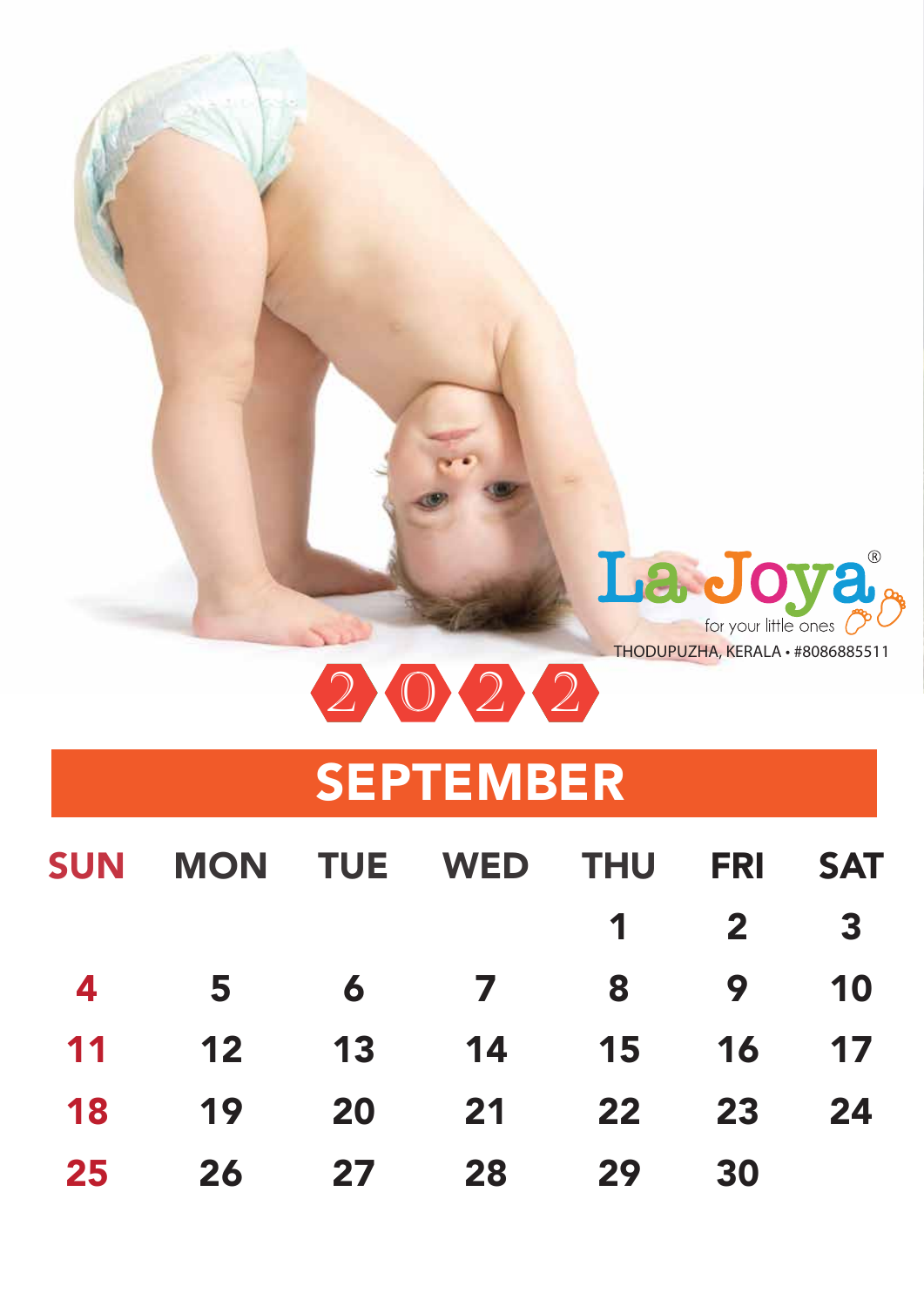La Joya®
for your little ones
THODUPUZHA, KERALA • #8086885511

2022

## SEPTEMBER

| SUN | MON | TUE | WED | THU | FRI | SAT |
|---|---|---|---|---|---|---|
| | | | | 1 | 2 | 3 |
| 4 | 5 | 6 | 7 | 8 | 9 | 10 |
| 11 | 12 | 13 | 14 | 15 | 16 | 17 |
| 18 | 19 | 20 | 21 | 22 | 23 | 24 |
| 25 | 26 | 27 | 28 | 29 | 30 | |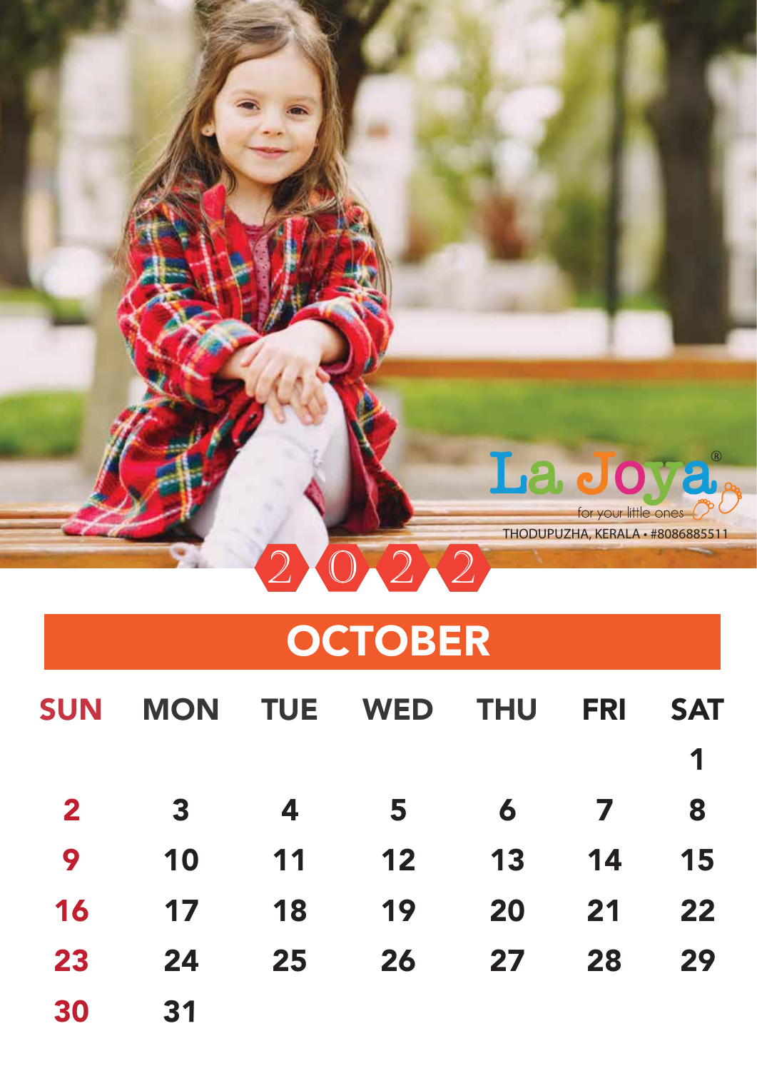La Joya®

for your little ones

THODUPUZHA, KERALA • #8086885511

2022

## OCTOBER

| SUN | MON | TUE | WED | THU | FRI | SAT |
|---|---|---|---|---|---|---|
| | | | | | | 1 |
| 2 | 3 | 4 | 5 | 6 | 7 | 8 |
| 9 | 10 | 11 | 12 | 13 | 14 | 15 |
| 16 | 17 | 18 | 19 | 20 | 21 | 22 |
| 23 | 24 | 25 | 26 | 27 | 28 | 29 |
| 30 | 31 | | | | | |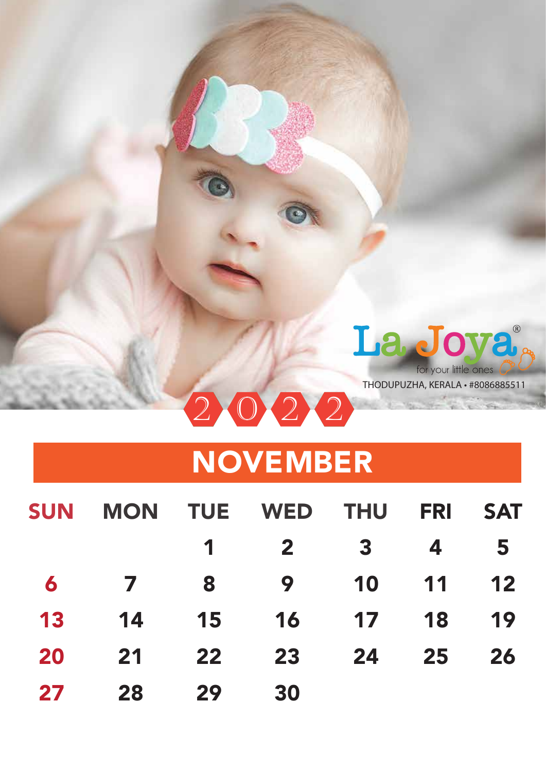La Joya®

for your little ones

THODUPUZHA, KERALA • #8086885511

2022

# NOVEMBER

| SUN | MON | TUE | WED | THU | FRI | SAT |
|---|---|---|---|---|---|---|
| | | 1 | 2 | 3 | 4 | 5 |
| 6 | 7 | 8 | 9 | 10 | 11 | 12 |
| 13 | 14 | 15 | 16 | 17 | 18 | 19 |
| 20 | 21 | 22 | 23 | 24 | 25 | 26 |
| 27 | 28 | 29 | 30 | | | |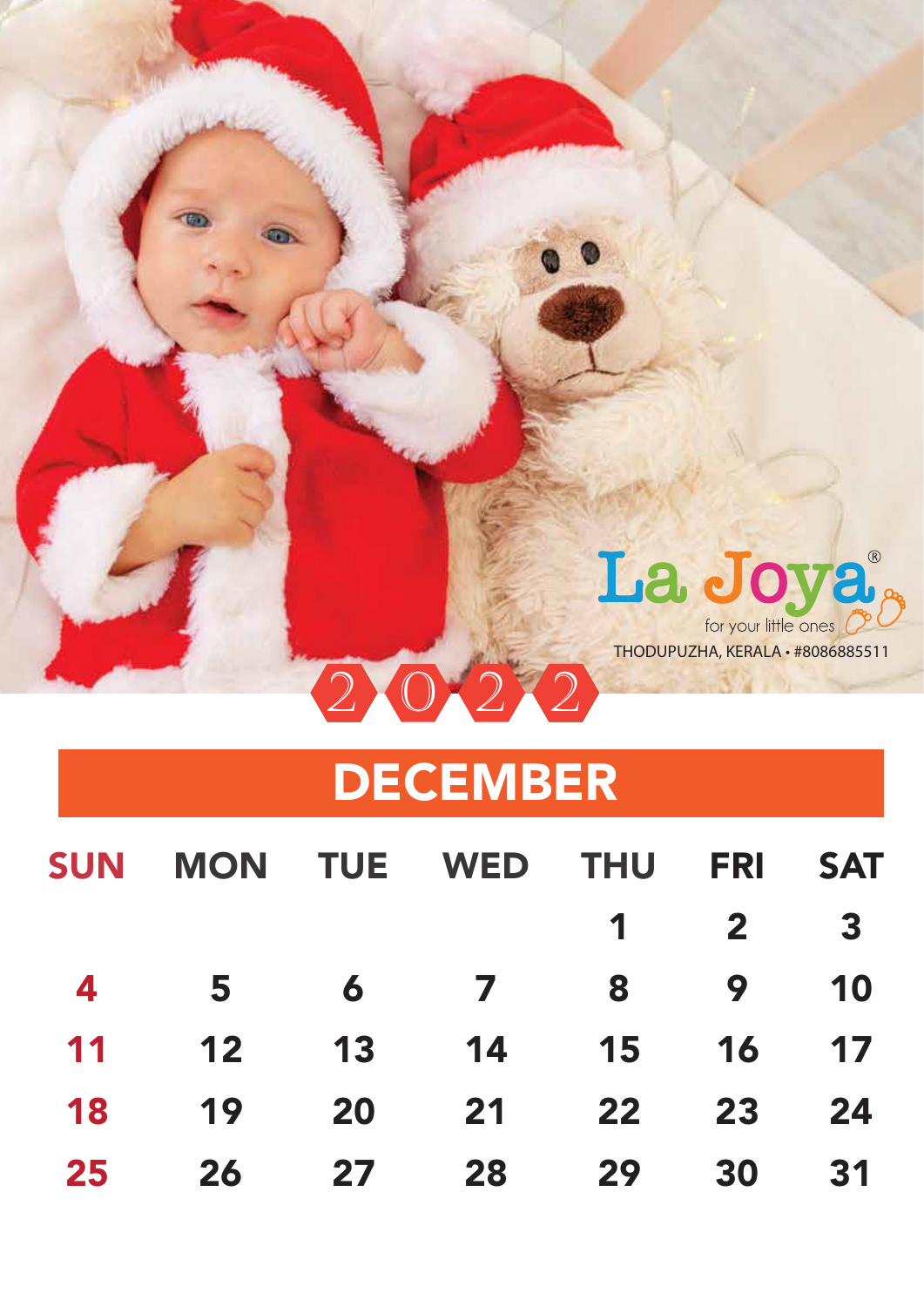La Joya®

for your little ones

THODUPUZHA, KERALA • #8086885511

2022

# DECEMBER

| SUN | MON | TUE | WED | THU | FRI | SAT |
|---|---|---|---|---|---|---|
| | | | | 1 | 2 | 3 |
| 4 | 5 | 6 | 7 | 8 | 9 | 10 |
| 11 | 12 | 13 | 14 | 15 | 16 | 17 |
| 18 | 19 | 20 | 21 | 22 | 23 | 24 |
| 25 | 26 | 27 | 28 | 29 | 30 | 31 |